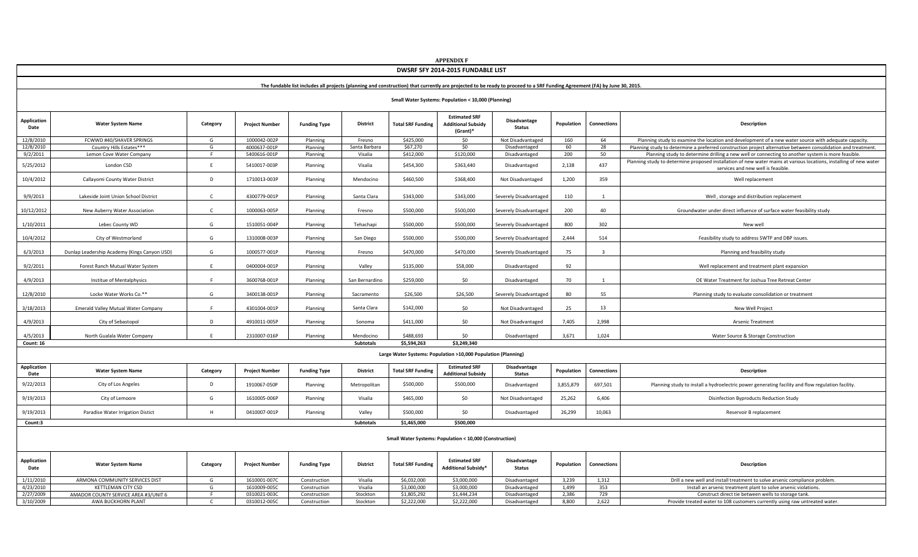# APPENDIX F

## DWSRF SFY 2014-2015 FUNDABLE LIST

The fundable list includes all projects (planning and construction) that currently are projected to be ready to proceed to a SRF Funding Agreement (FA) by June 30, 2015.

### Small Water Systems: Population < 10,000 (Planning)

| Application Date | Water System Name | Category | Project Number | Funding Type | District | Total SRF Funding | Estimated SRF Additional Subsidy (Grant)* | Disadvantage Status | Population | Connections | Description |
|---|---|---|---|---|---|---|---|---|---|---|---|
| 12/8/2010 | FCWWD #40/SHAVER SPRINGS | G | 1000042-002P | Planning | Fresno | $425,000 | $0 | Not Disadvantaged | 160 | 64 | Planning study to examine the location and development of a new water source with adequate capacity. |
| 12/8/2010 | Country Hills Estates*** | G | 4000637-001P | Planning | Santa Barbara | $67,270 | $0 | Disadvantaged | 60 | 28 | Planning study to determine a preferred construction project alternative between consolidation and treatment. |
| 9/2/2011 | Lemon Cove Water Company | F | 5400616-001P | Planning | Visalia | $412,000 | $120,000 | Disadvantaged | 200 | 50 | Planning study to determine drilling a new well or connecting to another system is more feasible. |
| 5/25/2012 | London CSD | E | 5410017-003P | Planning | Visalia | $454,300 | $363,440 | Disadvantaged | 2,138 | 437 | Planning study to determine proposed installation of new water mains at various locations, installing of new water services and new well is feasible. |
| 10/4/2012 | Callayomi County Water District | D | 1710013-003P | Planning | Mendocino | $460,500 | $368,400 | Not Disadvantaged | 1,200 | 359 | Well replacement |
| 9/9/2013 | Lakeside Joint Union School District | C | 4300779-001P | Planning | Santa Clara | $343,000 | $343,000 | Severely Disadvantaged | 110 | 1 | Well , storage and distribution replacement |
| 10/12/2012 | New Auberry Water Association | C | 1000063-005P | Planning | Fresno | $500,000 | $500,000 | Severely Disadvantaged | 200 | 40 | Groundwater under direct influence of surface water feasibility study |
| 1/10/2011 | Lebec County WD | G | 1510051-004P | Planning | Tehachapi | $500,000 | $500,000 | Severely Disadvantaged | 800 | 302 | New well |
| 10/4/2012 | City of Westmorland | G | 1310008-003P | Planning | San Diego | $500,000 | $500,000 | Severely Disadvantaged | 2,444 | 514 | Feasibility study to address SWTP and DBP issues. |
| 6/3/2013 | Dunlap Leadership Academy (Kings Canyon USD) | G | 1000577-001P | Planning | Fresno | $470,000 | $470,000 | Severely Disadvantaged | 75 | 3 | Planning and feasibility study |
| 9/2/2011 | Forest Ranch Mutual Water System | E | 0400004-001P | Planning | Valley | $135,000 | $58,000 | Disadvantaged | 92 | | Well replacement and treatment plant expansion |
| 4/9/2013 | Institue of Mentalphysics | F | 3600768-001P | Planning | San Bernardino | $259,000 | $0 | Disadvantaged | 70 | 1 | OE Water Treatment for Joshua Tree Retreat Center |
| 12/8/2010 | Locke Water Works Co.** | G | 3400138-001P | Planning | Sacramento | $26,500 | $26,500 | Severely Disadvantaged | 80 | 55 | Planning study to evaluate consolidation or treatment |
| 3/18/2013 | Emerald Valley Mutual Water Company | F | 4301004-001P | Planning | Santa Clara | $142,000 | $0 | Not Disadvantaged | 25 | 13 | New Well Project |
| 4/9/2013 | City of Sebastopol | D | 4910011-005P | Planning | Sonoma | $411,000 | $0 | Not Disadvantaged | 7,405 | 2,998 | Arsenic Treatment |
| 4/5/2013 | North Gualala Water Company | E | 2310007-016P | Planning | Mendocino | $488,693 | $0 | Disadvantaged | 3,671 | 1,024 | Water Source & Storage Construction |
| Count: 16 | | | | | Subtotals | $5,594,263 | $3,249,340 | | | | |

### Large Water Systems: Population >10,000 Population (Planning)

| Application Date | Water System Name | Category | Project Number | Funding Type | District | Total SRF Funding | Estimated SRF Additional Subsidy | Disadvantage Status | Population | Connections | Description |
|---|---|---|---|---|---|---|---|---|---|---|---|
| 9/22/2013 | City of Los Angeles | D | 1910067-050P | Planning | Metropolitan | $500,000 | $500,000 | Disadvantaged | 3,855,879 | 697,501 | Planning study to install a hydroelectric power generating facility and flow regulation facility. |
| 9/19/2013 | City of Lemoore | G | 1610005-006P | Planning | Visalia | $465,000 | $0 | Not Disadvantaged | 25,262 | 6,406 | Disinfection Byproducts Reduction Study |
| 9/19/2013 | Paradise Water Irrigation Distict | H | 0410007-001P | Planning | Valley | $500,000 | $0 | Disadvantaged | 26,299 | 10,063 | Reservoir B replacement |
| Count:3 | | | | | Subtotals | $1,465,000 | $500,000 | | | | |

### Small Water Systems: Population < 10,000 (Construction)

| Application Date | Water System Name | Category | Project Number | Funding Type | District | Total SRF Funding | Estimated SRF Additional Subsidy* | Disadvantage Status | Population | Connections | Description |
|---|---|---|---|---|---|---|---|---|---|---|---|
| 1/11/2010 | ARMONA COMMUNITY SERVICES DIST | G | 1610001-007C | Construction | Visalia | $6,032,000 | $3,000,000 | Disadvantaged | 3,239 | 1,312 | Drill a new well and install treatment to solve arsenic compliance problem. |
| 4/23/2010 | KETTLEMAN CITY CSD | G | 1610009-005C | Construction | Visalia | $3,000,000 | $3,000,000 | Disadvantaged | 1,499 | 353 | Install an arsenic treatment plant to solve arsenic violations. |
| 2/27/2009 | AMADOR COUNTY SERVICE AREA #3/UNIT 6 | F | 0310021-003C | Construction | Stockton | $1,805,292 | $1,444,234 | Disadvantaged | 2,386 | 729 | Construct direct tie between wells to storage tank. |
| 3/10/2009 | AWA BUCKHORN PLANT | C | 0310012-005C | Construction | Stockton | $2,222,000 | $2,222,000 | Disadvantaged | 8,800 | 2,622 | Provide treated water to 108 customers currently using raw untreated water. |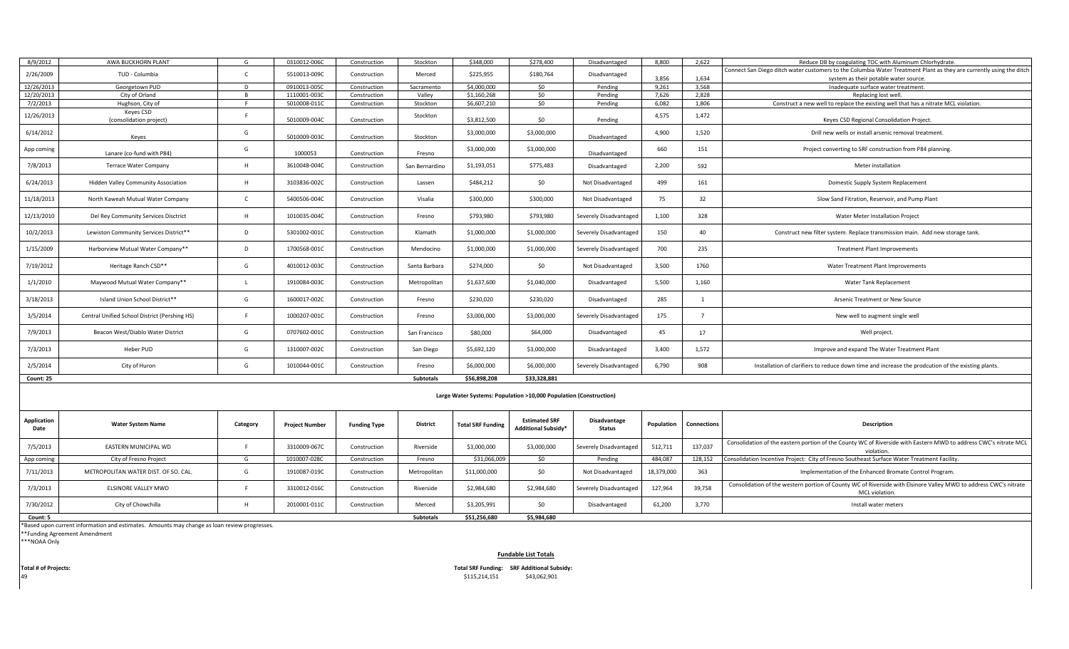| Application Date | Water System Name | Category | Project Number | Funding Type | District | Total SRF Funding | Estimated SRF Additional Subsidy* | Disadvantage Status | Population | Connections | Description |
|---|---|---|---|---|---|---|---|---|---|---|---|
| 8/9/2012 | AWA BUCKHORN PLANT | G | 0310012-006C | Construction | Stockton | $348,000 | $278,400 | Disadvantaged | 8,800 | 2,622 | Reduce DB by coagulating TOC with Aluminum Chlorhydrate. |
| 2/26/2009 | TUD - Columbia | C | 5510013-009C | Construction | Merced | $225,955 | $180,764 | Disadvantaged | 3,856 | 1,634 | Connect San Diego ditch water customers to the Columbia Water Treatment Plant as they are currently using the ditch system as their potable water source. |
| 12/26/2013 | Georgetown PUD | D | 0910013-005C | Construction | Sacramento | $4,000,000 | $0 | Pending | 9,261 | 3,568 | Inadequate surface water treatment. |
| 12/20/2013 | City of Orland | B | 1110001-003C | Construction | Valley | $1,160,268 | $0 | Pending | 7,626 | 2,828 | Replacing lost well. |
| 7/2/2013 | Hughson, City of | F | 5010008-011C | Construction | Stockton | $6,607,210 | $0 | Pending | 6,082 | 1,806 | Construct a new well to replace the existing well that has a nitrate MCL violation. |
| 12/26/2013 | Keyes CSD (consolidation project) | F | 5010009-004C | Construction | Stockton | $3,812,500 | $0 | Pending | 4,575 | 1,472 | Keyes CSD Regional Consolidation Project. |
| 6/14/2012 | Keyes | G | 5010009-003C | Construction | Stockton | $3,000,000 | $3,000,000 | Disadvantaged | 4,900 | 1,520 | Drill new wells or install arsenic removal treatment. |
| App coming | Lanare (co-fund with P84) | G | 1000053 | Construction | Fresno | $3,000,000 | $3,000,000 | Disadvantaged | 660 | 151 | Project converting to SRF construction from P84 planning. |
| 7/8/2013 | Terrace Water Company | H | 3610048-004C | Construction | San Bernardino | $1,193,051 | $775,483 | Disadvantaged | 2,200 | 592 | Meter installation |
| 6/24/2013 | Hidden Valley Community Association | H | 3103836-002C | Construction | Lassen | $484,212 | $0 | Not Disadvantaged | 499 | 161 | Domestic Supply System Replacement |
| 11/18/2013 | North Kaweah Mutual Water Company | C | 5400506-004C | Construction | Visalia | $300,000 | $300,000 | Not Disadvantaged | 75 | 32 | Slow Sand Fitration, Reservoir, and Pump Plant |
| 12/13/2010 | Del Rey Community Services Disctrict | H | 1010035-004C | Construction | Fresno | $793,980 | $793,980 | Severely Disadvantaged | 1,100 | 328 | Water Meter Installation Project |
| 10/2/2013 | Lewiston Community Services District** | D | 5301002-001C | Construction | Klamath | $1,000,000 | $1,000,000 | Severely Disadvantaged | 150 | 40 | Construct new filter system. Replace transmission main. Add new storage tank. |
| 1/15/2009 | Harborview Mutual Water Company** | D | 1700568-001C | Construction | Mendocino | $1,000,000 | $1,000,000 | Severely Disadvantaged | 700 | 235 | Treatment Plant Improvements |
| 7/19/2012 | Heritage Ranch CSD** | G | 4010012-003C | Construction | Santa Barbara | $274,000 | $0 | Not Disadvantaged | 3,500 | 1760 | Water Treatment Plant Improvements |
| 1/1/2010 | Maywood Mutual Water Company** | L | 1910084-003C | Construction | Metropolitan | $1,637,600 | $1,040,000 | Disadvantaged | 5,500 | 1,160 | Water Tank Replacement |
| 3/18/2013 | Island Union School District** | G | 1600017-002C | Construction | Fresno | $230,020 | $230,020 | Disadvantaged | 285 | 1 | Arsenic Treatment or New Source |
| 3/5/2014 | Central Unified School District (Pershing HS) | F | 1000207-001C | Construction | Fresno | $3,000,000 | $3,000,000 | Severely Disadvantaged | 175 | 7 | New well to augment single well |
| 7/9/2013 | Beacon West/Diablo Water District | G | 0707602-001C | Construction | San Francisco | $80,000 | $64,000 | Disadvantaged | 45 | 17 | Well project. |
| 7/3/2013 | Heber PUD | G | 1310007-002C | Construction | San Diego | $5,692,120 | $3,000,000 | Disadvantaged | 3,400 | 1,572 | Improve and expand The Water Treatment Plant |
| 2/5/2014 | City of Huron | G | 1010044-001C | Construction | Fresno | $6,000,000 | $6,000,000 | Severely Disadvantaged | 6,790 | 908 | Installation of clarifiers to reduce down time and increase the prodcution of the existing plants. |
| **Count: 25** | | | | | **Subtotals** | **$56,898,208** | **$33,328,881** | | | | |

**Large Water Systems: Population >10,000 Population (Construction)**

| Application Date | Water System Name | Category | Project Number | Funding Type | District | Total SRF Funding | Estimated SRF Additional Subsidy* | Disadvantage Status | Population | Connections | Description |
|---|---|---|---|---|---|---|---|---|---|---|---|
| 7/5/2013 | EASTERN MUNICIPAL WD | F | 3310009-067C | Construction | Riverside | $3,000,000 | $3,000,000 | Severely Disadvantaged | 512,711 | 137,037 | Consolidation of the eastern portion of the County WC of Riverside with Eastern MWD to address CWC's nitrate MCL violation. |
| App coming | City of Fresno Project | G | 1010007-028C | Construction | Fresno | $31,066,009 | $0 | Pending | 484,087 | 128,152 | Consolidation Incentive Project: City of Fresno Southeast Surface Water Treatment Facility. |
| 7/11/2013 | METROPOLITAN WATER DIST. OF SO. CAL. | G | 1910087-019C | Construction | Metropolitan | $11,000,000 | $0 | Not Disadvantaged | 18,379,000 | 363 | Implementation of the Enhanced Bromate Control Program. |
| 7/3/2013 | ELSINORE VALLEY MWD | F | 3310012-016C | Construction | Riverside | $2,984,680 | $2,984,680 | Severely Disadvantaged | 127,964 | 39,758 | Consolidation of the western portion of County WC of Riverside with Elsinore Valley MWD to address CWC's nitrate MCL violation. |
| 7/30/2012 | City of Chowchilla | H | 2010001-011C | Construction | Merced | $3,205,991 | $0 | Disadvantaged | 61,200 | 3,770 | Install water meters |
| **Count: 5** | | | | | **Subtotals** | **$51,256,680** | **$5,984,680** | | | | |

*Based upon current information and estimates. Amounts may change as loan review progresses.
**Funding Agreement Amendment
***NOAA Only

**Fundable List Totals**

| Total # of Projects: | Total SRF Funding: | SRF Additional Subsidy: |
|---|---|---|
| 49 | $115,214,151 | $43,062,901 |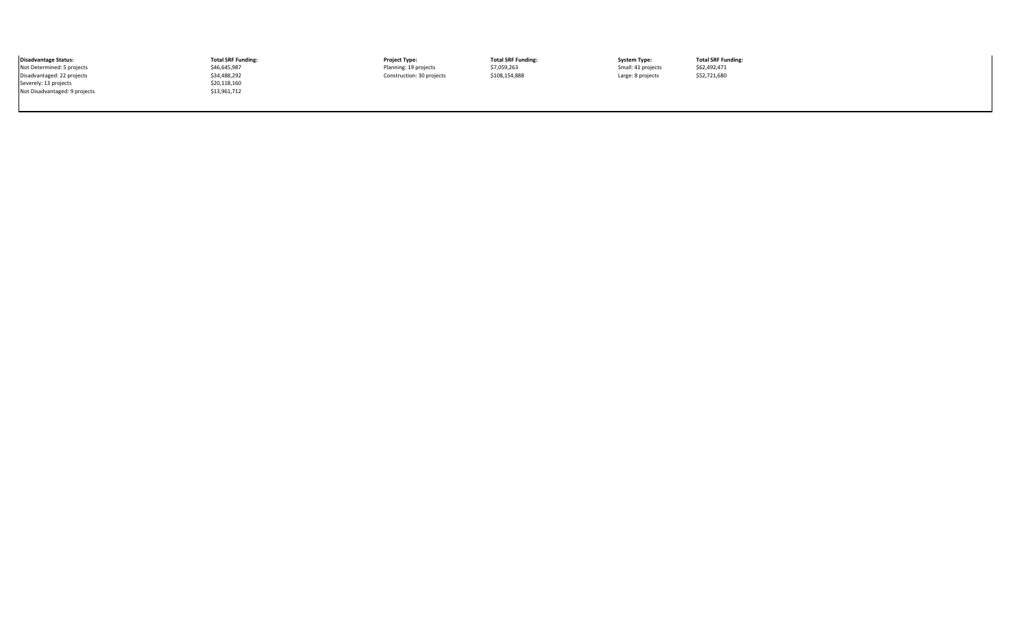| Disadvantage Status: | Total SRF Funding: | Project Type: | Total SRF Funding: | System Type: | Total SRF Funding: |
|---|---|---|---|---|---|
| Not Determined: 5 projects | $46,645,987 | Planning: 19 projects | $7,059,263 | Small: 41 projects | $62,492,471 |
| Disadvantaged: 22 projects | $34,488,292 | Construction: 30 projects | $108,154,888 | Large: 8 projects | $52,721,680 |
| Severely: 13 projects | $20,118,160 | | | | |
| Not Disadvantaged: 9 projects | $13,961,712 | | | | |